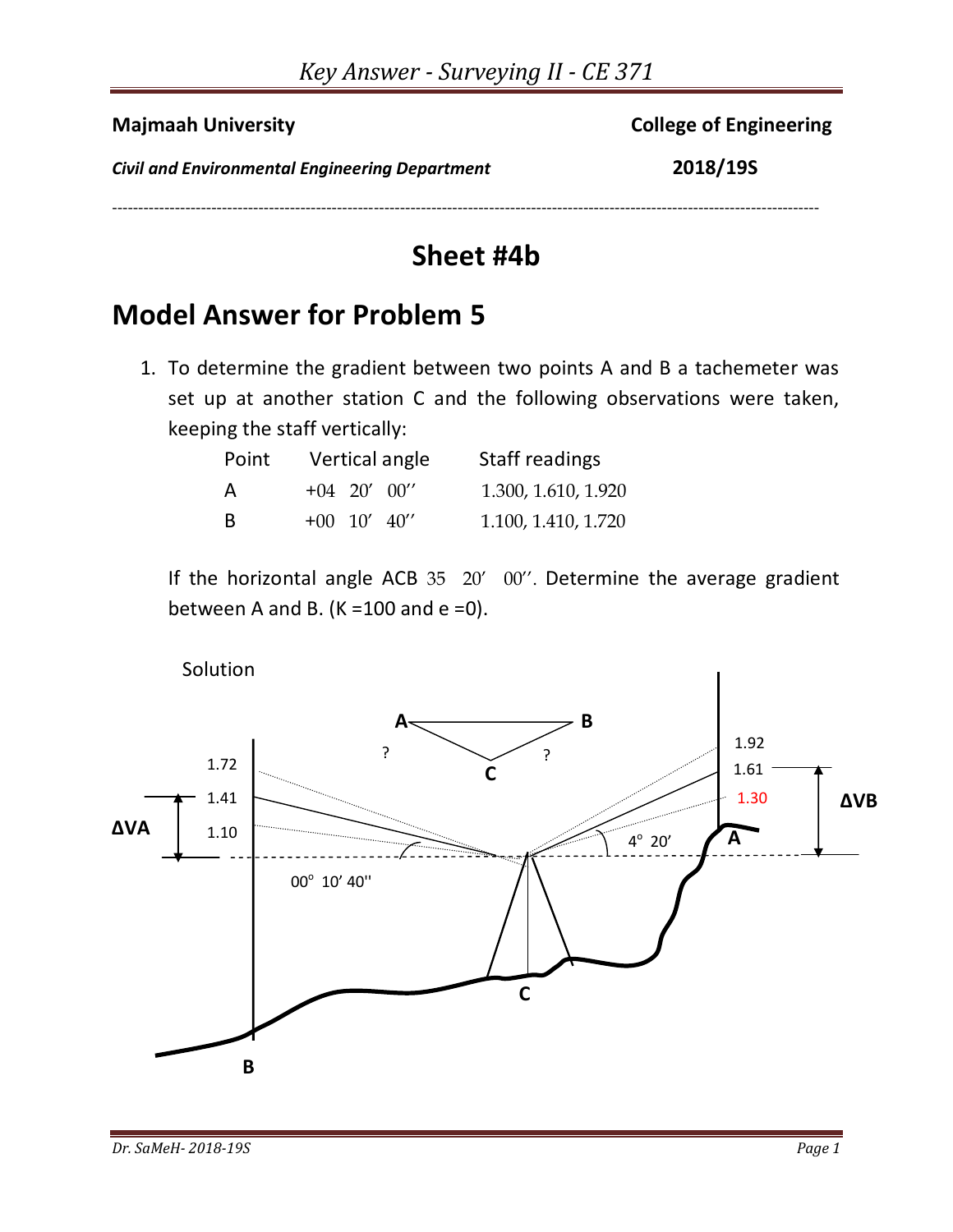Majmaah University **College of Engineering**

*Civil and Environmental Engineering Department* **2018/19S**

# Sheet #4b

# Model Answer for Problem 5

1. To determine the gradient between two points A and B a tachemeter was set up at another station C and the following observations were taken, keeping the staff vertically:

| Point | Vertical angle | Staff readings |
|---|---|---|
| A | +04 20′ 00′′ | 1.300, 1.610, 1.920 |
| B | +00 10′ 40′′ | 1.100, 1.410, 1.720 |

If the horizontal angle ACB 35 20′ 00′′. Determine the average gradient between A and B. (K =100 and e =0).

Solution

A
B
?
?
C
1.72
1.41
1.10
ΔVA
00° 10′ 40''
1.92
1.61
1.30
ΔVB
4° 20′
A
C
B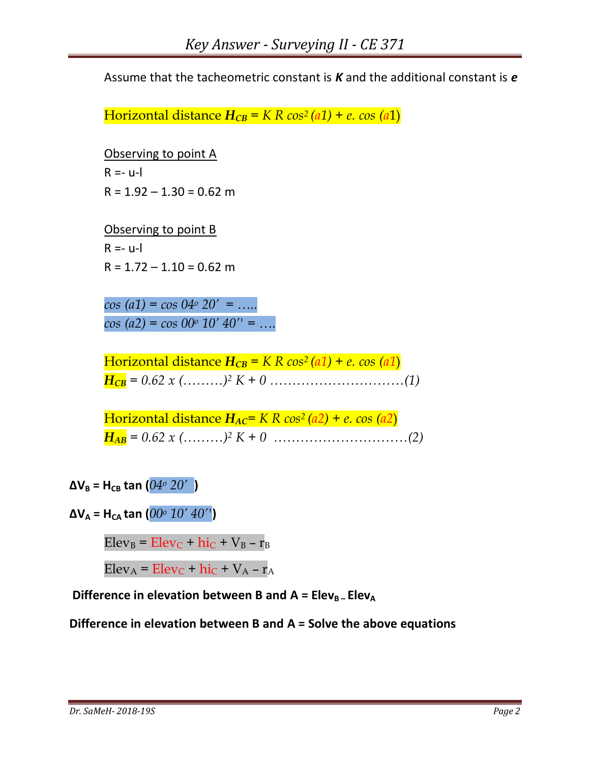Assume that the tacheometric constant is ***K*** and the additional constant is ***e***

Horizontal distance $H_{CB} = K\,R\,cos^2\,(a1) + e.\,cos\,(a1)$

Observing to point A

R =- u-l

R = 1.92 – 1.30 = 0.62 m

Observing to point B

R =- u-l

R = 1.72 – 1.10 = 0.62 m

$cos\,(a1) = cos\,04^o\,20' =$ …..

$cos\,(a2) = cos\,00^o\,10'\,40'' =$ ….

Horizontal distance $H_{CB} = K\,R\,cos^2\,(a1) + e.\,cos\,(a1)$

$H_{CB} = 0.62 \times (\ldots\ldots\ldots)^2\,K + 0$ …………………………(1)

Horizontal distance $H_{AC} = K\,R\,cos^2\,(a2) + e.\,cos\,(a2)$

$H_{AB} = 0.62 \times (\ldots\ldots\ldots)^2\,K + 0$ …………………………(2)

**$\Delta V_B = H_{CB}$ tan ($04^o\,20'$)**

**$\Delta V_A = H_{CA}$ tan ($00^o\,10'\,40''$)**

$Elev_B = Elev_C + hi_C + V_B – r_B$

$Elev_A = Elev_C + hi_C + V_A – r_A$

**Difference in elevation between B and A = $Elev_B – Elev_A$**

**Difference in elevation between B and A = Solve the above equations**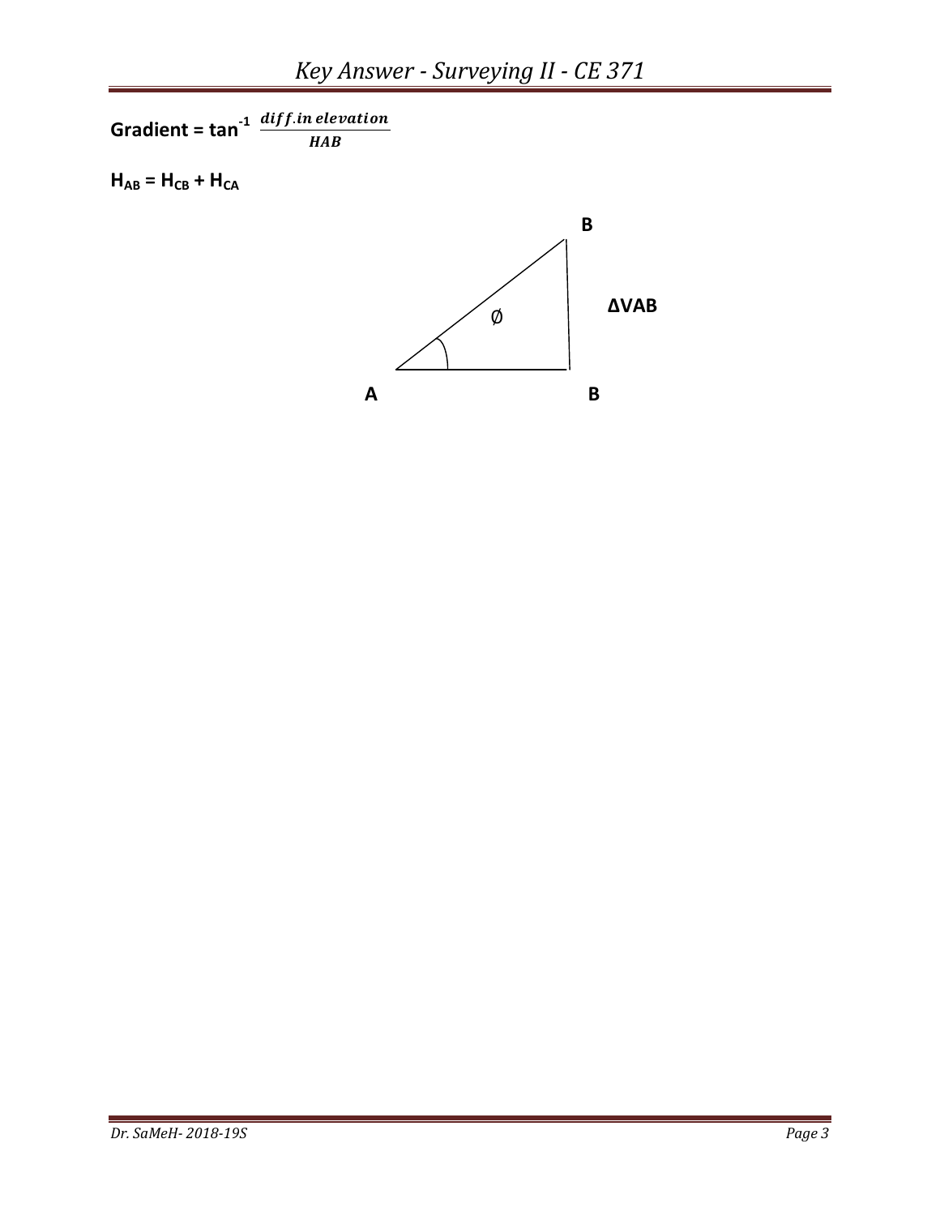**Gradient = $\tan^{-1} \frac{diff.in\ elevation}{HAB}$**

**$H_{AB} = H_{CB} + H_{CA}$**

B

ΔVAB

∅

A

B